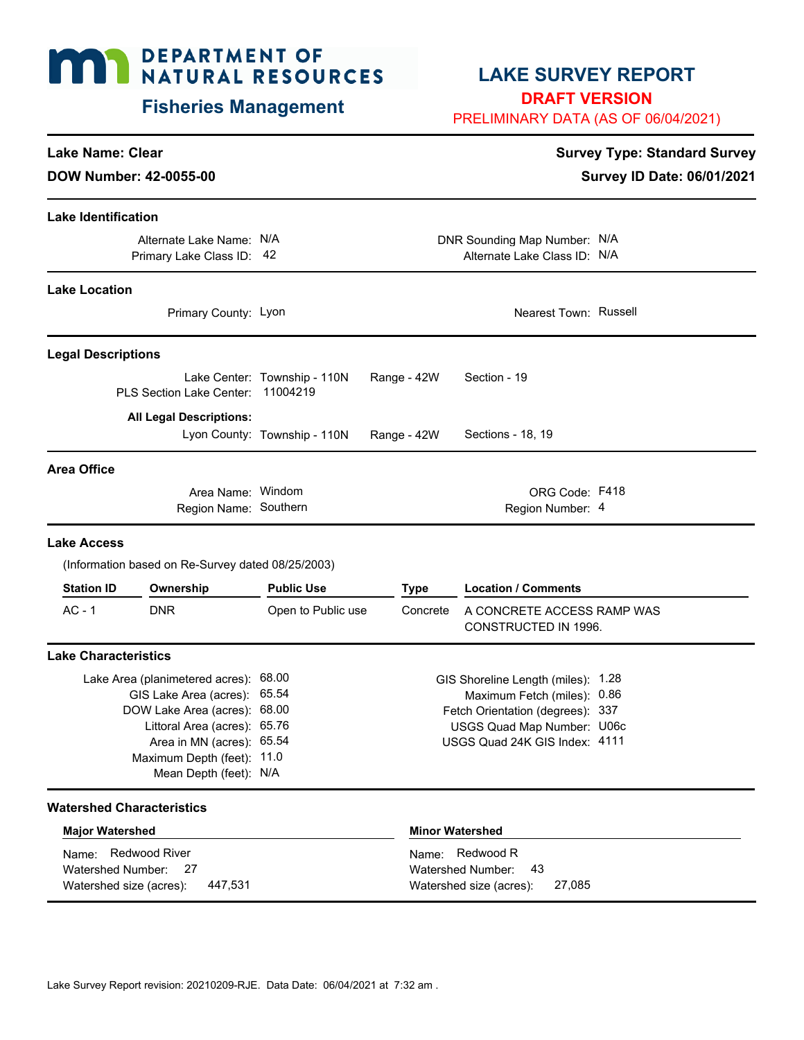# DEPARTMENT OF NATURAL RESOURCES

## Fisheries Management

# LAKE SURVEY REPORT

**DRAFT VERSION**

PRELIMINARY DATA (AS OF 06/04/2021)

**Lake Name: Clear**

**DOW Number: 42-0055-00**

**Survey Type: Standard Survey**

**Survey ID Date: 06/01/2021**

### Lake Identification

Alternate Lake Name: N/A
Primary Lake Class ID: 42
DNR Sounding Map Number: N/A
Alternate Lake Class ID: N/A

### Lake Location

Primary County: Lyon
Nearest Town: Russell

### Legal Descriptions

Lake Center: Township - 110N Range - 42W Section - 19
PLS Section Lake Center: 11004219

**All Legal Descriptions:**

Lyon County: Township - 110N Range - 42W Sections - 18, 19

### Area Office

Area Name: Windom
Region Name: Southern
ORG Code: F418
Region Number: 4

### Lake Access

(Information based on Re-Survey dated 08/25/2003)

| Station ID | Ownership | Public Use | Type | Location / Comments |
|---|---|---|---|---|
| AC - 1 | DNR | Open to Public use | Concrete | A CONCRETE ACCESS RAMP WAS CONSTRUCTED IN 1996. |

### Lake Characteristics

Lake Area (planimetered acres): 68.00
GIS Lake Area (acres): 65.54
DOW Lake Area (acres): 68.00
Littoral Area (acres): 65.76
Area in MN (acres): 65.54
Maximum Depth (feet): 11.0
Mean Depth (feet): N/A

GIS Shoreline Length (miles): 1.28
Maximum Fetch (miles): 0.86
Fetch Orientation (degrees): 337
USGS Quad Map Number: U06c
USGS Quad 24K GIS Index: 4111

### Watershed Characteristics

**Major Watershed**

Name: Redwood River
Watershed Number: 27
Watershed size (acres): 447,531

**Minor Watershed**

Name: Redwood R
Watershed Number: 43
Watershed size (acres): 27,085

Lake Survey Report revision: 20210209-RJE. Data Date: 06/04/2021 at 7:32 am .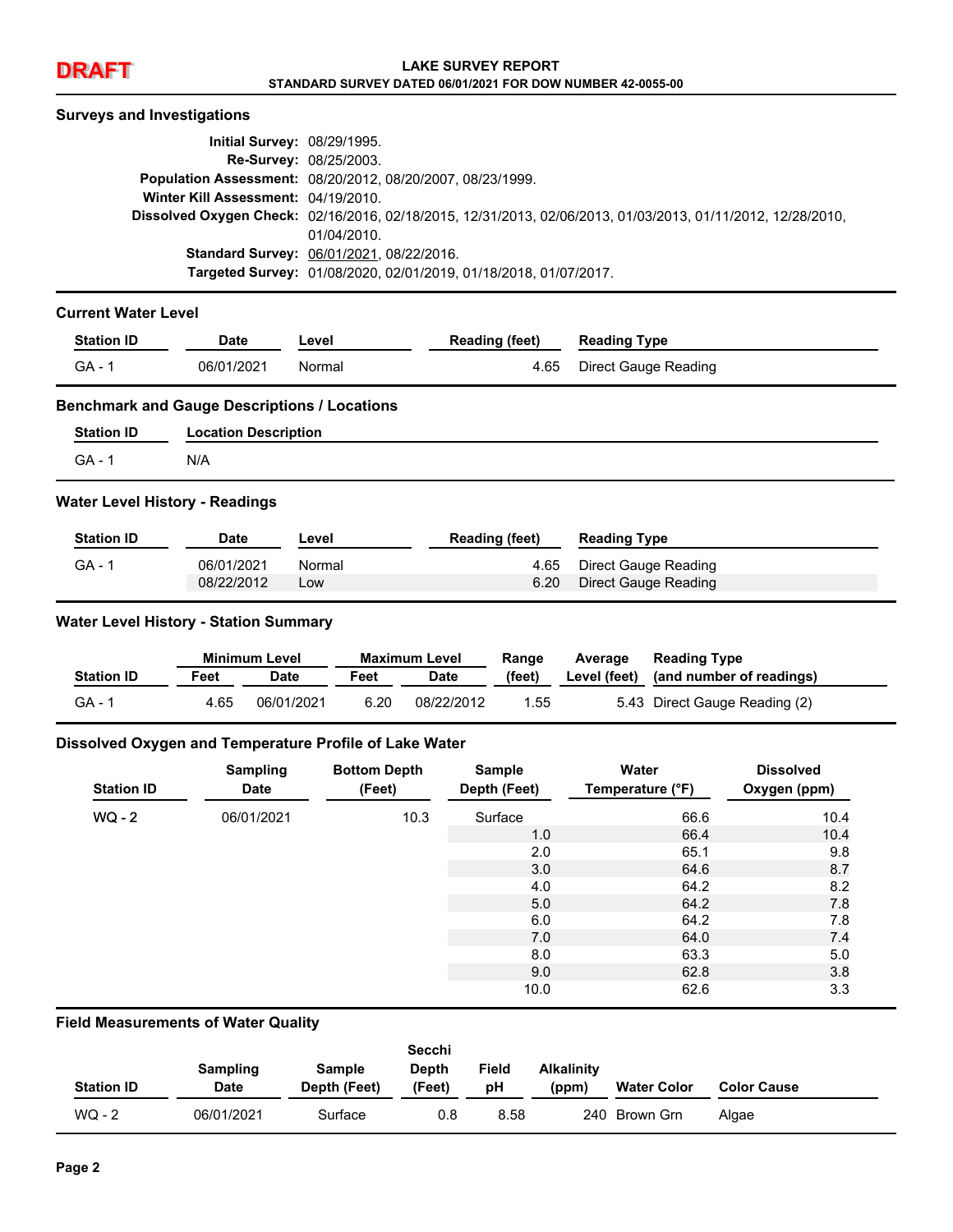DRAFT

# LAKE SURVEY REPORT

**STANDARD SURVEY DATED 06/01/2021 FOR DOW NUMBER 42-0055-00**

## Surveys and Investigations

**Initial Survey:** 08/29/1995.
**Re-Survey:** 08/25/2003.
**Population Assessment:** 08/20/2012, 08/20/2007, 08/23/1999.
**Winter Kill Assessment:** 04/19/2010.
**Dissolved Oxygen Check:** 02/16/2016, 02/18/2015, 12/31/2013, 02/06/2013, 01/03/2013, 01/11/2012, 12/28/2010, 01/04/2010.
**Standard Survey:** 06/01/2021, 08/22/2016.
**Targeted Survey:** 01/08/2020, 02/01/2019, 01/18/2018, 01/07/2017.

## Current Water Level

| Station ID | Date | Level | Reading (feet) | Reading Type |
|---|---|---|---|---|
| GA - 1 | 06/01/2021 | Normal | 4.65 | Direct Gauge Reading |

## Benchmark and Gauge Descriptions / Locations

| Station ID | Location Description |
|---|---|
| GA - 1 | N/A |

## Water Level History - Readings

| Station ID | Date | Level | Reading (feet) | Reading Type |
|---|---|---|---|---|
| GA - 1 | 06/01/2021 | Normal | 4.65 | Direct Gauge Reading |
| | 08/22/2012 | Low | 6.20 | Direct Gauge Reading |

## Water Level History - Station Summary

| | Minimum Level | | Maximum Level | | Range | Average | Reading Type |
|---|---|---|---|---|---|---|---|
| Station ID | Feet | Date | Feet | Date | (feet) | Level (feet) | (and number of readings) |
| GA - 1 | 4.65 | 06/01/2021 | 6.20 | 08/22/2012 | 1.55 | 5.43 | Direct Gauge Reading (2) |

## Dissolved Oxygen and Temperature Profile of Lake Water

| Station ID | Sampling Date | Bottom Depth (Feet) | Sample Depth (Feet) | Water Temperature (°F) | Dissolved Oxygen (ppm) |
|---|---|---|---|---|---|
| WQ - 2 | 06/01/2021 | 10.3 | Surface | 66.6 | 10.4 |
| | | | 1.0 | 66.4 | 10.4 |
| | | | 2.0 | 65.1 | 9.8 |
| | | | 3.0 | 64.6 | 8.7 |
| | | | 4.0 | 64.2 | 8.2 |
| | | | 5.0 | 64.2 | 7.8 |
| | | | 6.0 | 64.2 | 7.8 |
| | | | 7.0 | 64.0 | 7.4 |
| | | | 8.0 | 63.3 | 5.0 |
| | | | 9.0 | 62.8 | 3.8 |
| | | | 10.0 | 62.6 | 3.3 |

## Field Measurements of Water Quality

| Station ID | Sampling Date | Sample Depth (Feet) | Secchi Depth (Feet) | Field pH | Alkalinity (ppm) | Water Color | Color Cause |
|---|---|---|---|---|---|---|---|
| WQ - 2 | 06/01/2021 | Surface | 0.8 | 8.58 | 240 | Brown Grn | Algae |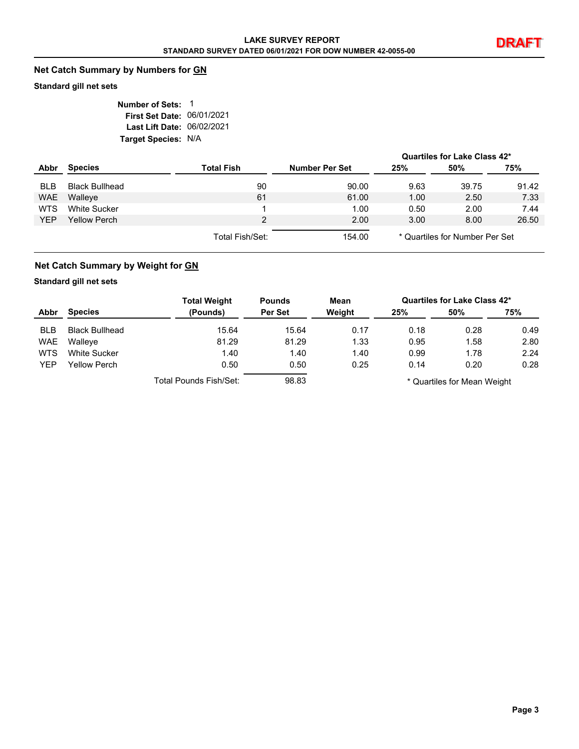**LAKE SURVEY REPORT**
**STANDARD SURVEY DATED 06/01/2021 FOR DOW NUMBER 42-0055-00**

**DRAFT**

## Net Catch Summary by Numbers for GN

**Standard gill net sets**

**Number of Sets:** 1
**First Set Date:** 06/01/2021
**Last Lift Date:** 06/02/2021
**Target Species:** N/A

| Abbr | Species | Total Fish | Number Per Set | Quartiles for Lake Class 42* 25% | 50% | 75% |
|---|---|---|---|---|---|---|
| BLB | Black Bullhead | 90 | 90.00 | 9.63 | 39.75 | 91.42 |
| WAE | Walleye | 61 | 61.00 | 1.00 | 2.50 | 7.33 |
| WTS | White Sucker | 1 | 1.00 | 0.50 | 2.00 | 7.44 |
| YEP | Yellow Perch | 2 | 2.00 | 3.00 | 8.00 | 26.50 |
| | | Total Fish/Set: | 154.00 | | | |

\* Quartiles for Number Per Set

## Net Catch Summary by Weight for GN

**Standard gill net sets**

| Abbr | Species | Total Weight (Pounds) | Pounds Per Set | Mean Weight | Quartiles for Lake Class 42* 25% | 50% | 75% |
|---|---|---|---|---|---|---|---|
| BLB | Black Bullhead | 15.64 | 15.64 | 0.17 | 0.18 | 0.28 | 0.49 |
| WAE | Walleye | 81.29 | 81.29 | 1.33 | 0.95 | 1.58 | 2.80 |
| WTS | White Sucker | 1.40 | 1.40 | 1.40 | 0.99 | 1.78 | 2.24 |
| YEP | Yellow Perch | 0.50 | 0.50 | 0.25 | 0.14 | 0.20 | 0.28 |
| | | Total Pounds Fish/Set: | 98.83 | | | | |

\* Quartiles for Mean Weight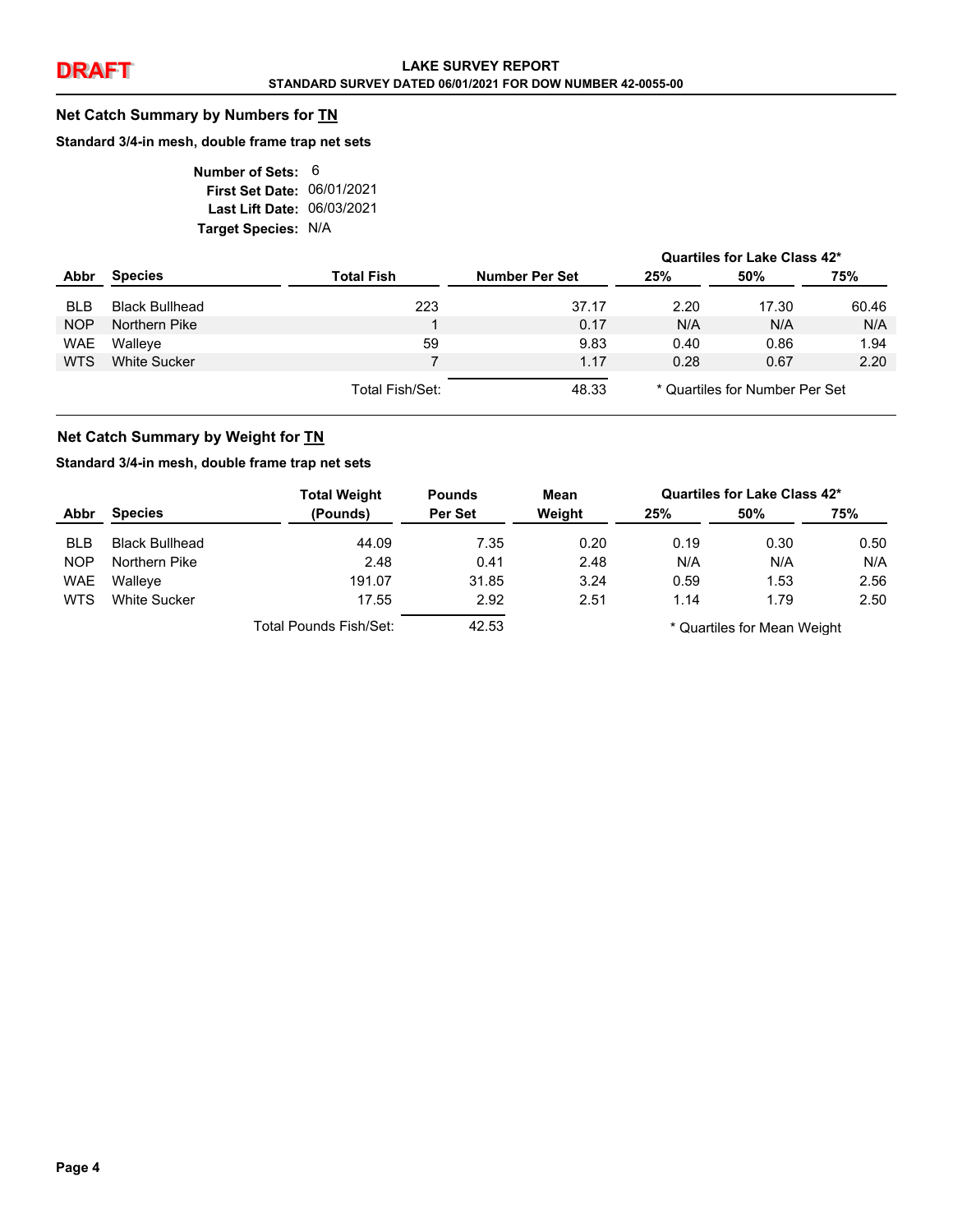**DRAFT**

**LAKE SURVEY REPORT**
**STANDARD SURVEY DATED 06/01/2021 FOR DOW NUMBER 42-0055-00**

## Net Catch Summary by Numbers for TN

**Standard 3/4-in mesh, double frame trap net sets**

**Number of Sets:** 6
**First Set Date:** 06/01/2021
**Last Lift Date:** 06/03/2021
**Target Species:** N/A

| Abbr | Species | Total Fish | Number Per Set | Quartiles for Lake Class 42* 25% | 50% | 75% |
|---|---|---|---|---|---|---|
| BLB | Black Bullhead | 223 | 37.17 | 2.20 | 17.30 | 60.46 |
| NOP | Northern Pike | 1 | 0.17 | N/A | N/A | N/A |
| WAE | Walleye | 59 | 9.83 | 0.40 | 0.86 | 1.94 |
| WTS | White Sucker | 7 | 1.17 | 0.28 | 0.67 | 2.20 |
| | | Total Fish/Set: | 48.33 | | | |

\* Quartiles for Number Per Set

## Net Catch Summary by Weight for TN

**Standard 3/4-in mesh, double frame trap net sets**

| Abbr | Species | Total Weight (Pounds) | Pounds Per Set | Mean Weight | Quartiles for Lake Class 42* 25% | 50% | 75% |
|---|---|---|---|---|---|---|---|
| BLB | Black Bullhead | 44.09 | 7.35 | 0.20 | 0.19 | 0.30 | 0.50 |
| NOP | Northern Pike | 2.48 | 0.41 | 2.48 | N/A | N/A | N/A |
| WAE | Walleye | 191.07 | 31.85 | 3.24 | 0.59 | 1.53 | 2.56 |
| WTS | White Sucker | 17.55 | 2.92 | 2.51 | 1.14 | 1.79 | 2.50 |
| | | Total Pounds Fish/Set: | 42.53 | | | | |

\* Quartiles for Mean Weight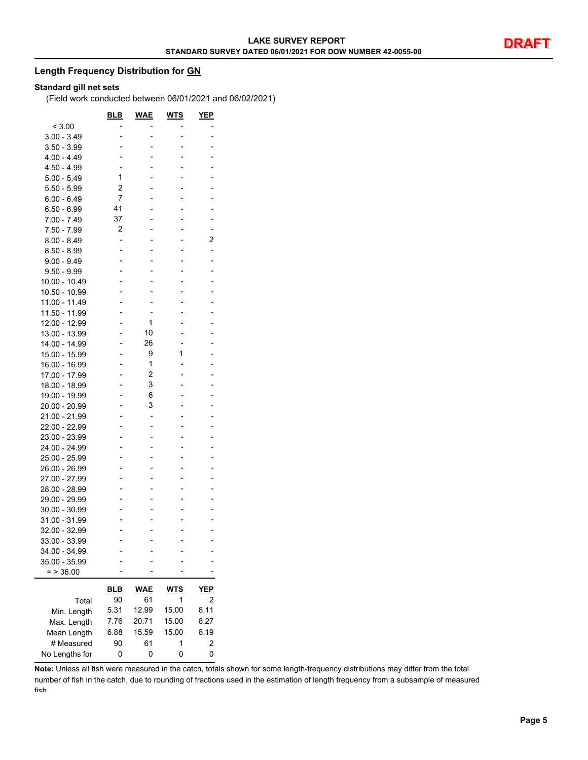## Length Frequency Distribution for GN

### Standard gill net sets

(Field work conducted between 06/01/2021 and 06/02/2021)

| | BLB | WAE | WTS | YEP |
|---|---|---|---|---|
| < 3.00 | - | - | - | - |
| 3.00 - 3.49 | - | - | - | - |
| 3.50 - 3.99 | - | - | - | - |
| 4.00 - 4.49 | - | - | - | - |
| 4.50 - 4.99 | - | - | - | - |
| 5.00 - 5.49 | 1 | - | - | - |
| 5.50 - 5.99 | 2 | - | - | - |
| 6.00 - 6.49 | 7 | - | - | - |
| 6.50 - 6.99 | 41 | - | - | - |
| 7.00 - 7.49 | 37 | - | - | - |
| 7.50 - 7.99 | 2 | - | - | - |
| 8.00 - 8.49 | - | - | - | 2 |
| 8.50 - 8.99 | - | - | - | - |
| 9.00 - 9.49 | - | - | - | - |
| 9.50 - 9.99 | - | - | - | - |
| 10.00 - 10.49 | - | - | - | - |
| 10.50 - 10.99 | - | - | - | - |
| 11.00 - 11.49 | - | - | - | - |
| 11.50 - 11.99 | - | - | - | - |
| 12.00 - 12.99 | - | 1 | - | - |
| 13.00 - 13.99 | - | 10 | - | - |
| 14.00 - 14.99 | - | 26 | - | - |
| 15.00 - 15.99 | - | 9 | 1 | - |
| 16.00 - 16.99 | - | 1 | - | - |
| 17.00 - 17.99 | - | 2 | - | - |
| 18.00 - 18.99 | - | 3 | - | - |
| 19.00 - 19.99 | - | 6 | - | - |
| 20.00 - 20.99 | - | 3 | - | - |
| 21.00 - 21.99 | - | - | - | - |
| 22.00 - 22.99 | - | - | - | - |
| 23.00 - 23.99 | - | - | - | - |
| 24.00 - 24.99 | - | - | - | - |
| 25.00 - 25.99 | - | - | - | - |
| 26.00 - 26.99 | - | - | - | - |
| 27.00 - 27.99 | - | - | - | - |
| 28.00 - 28.99 | - | - | - | - |
| 29.00 - 29.99 | - | - | - | - |
| 30.00 - 30.99 | - | - | - | - |
| 31.00 - 31.99 | - | - | - | - |
| 32.00 - 32.99 | - | - | - | - |
| 33.00 - 33.99 | - | - | - | - |
| 34.00 - 34.99 | - | - | - | - |
| 35.00 - 35.99 | - | - | - | - |
| = > 36.00 | - | - | - | - |

| | BLB | WAE | WTS | YEP |
|---|---|---|---|---|
| Total | 90 | 61 | 1 | 2 |
| Min. Length | 5.31 | 12.99 | 15.00 | 8.11 |
| Max. Length | 7.76 | 20.71 | 15.00 | 8.27 |
| Mean Length | 6.88 | 15.59 | 15.00 | 8.19 |
| # Measured | 90 | 61 | 1 | 2 |
| No Lengths for | 0 | 0 | 0 | 0 |

**Note:** Unless all fish were measured in the catch, totals shown for some length-frequency distributions may differ from the total number of fish in the catch, due to rounding of fractions used in the estimation of length frequency from a subsample of measured fish.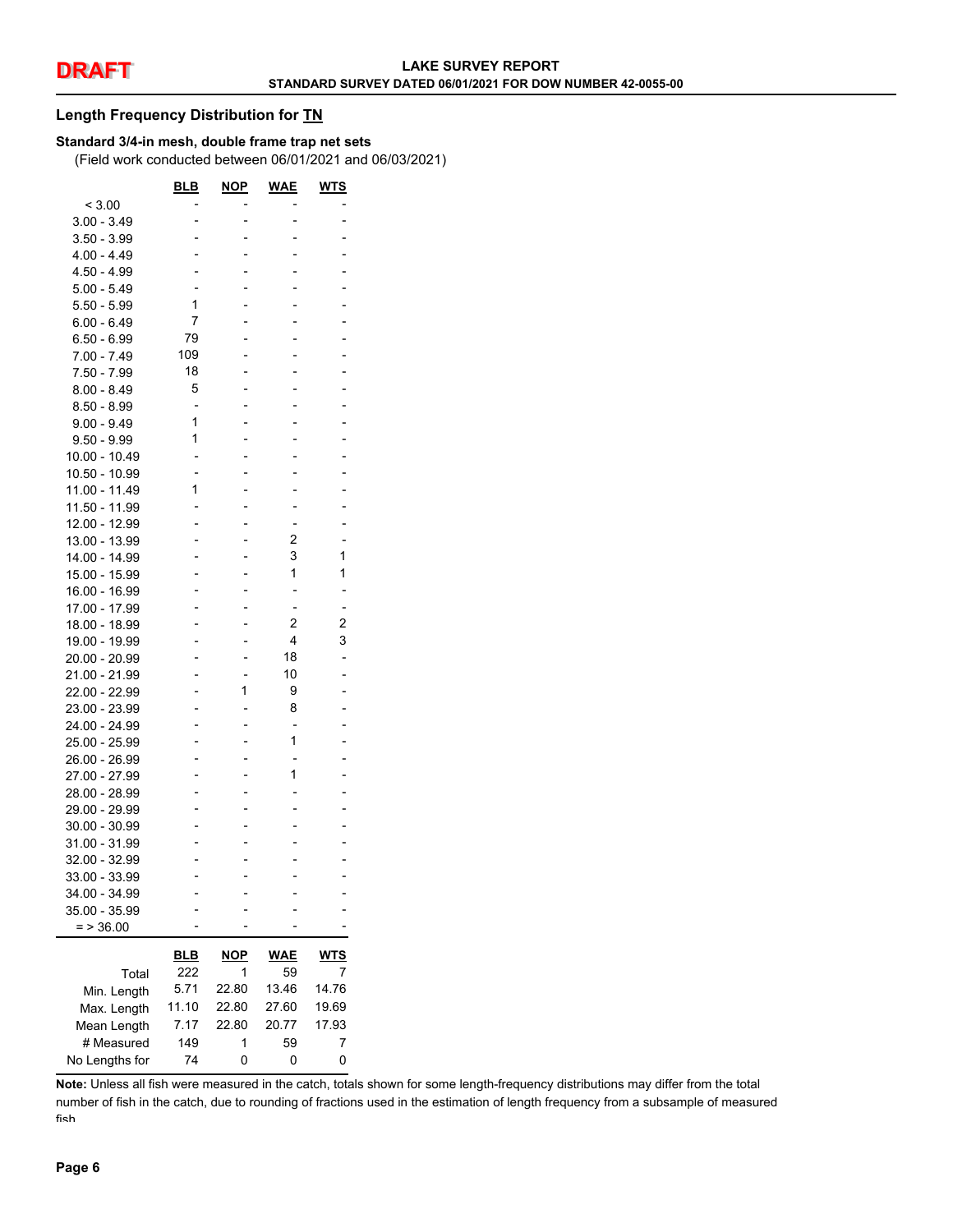## Length Frequency Distribution for TN

### Standard 3/4-in mesh, double frame trap net sets

(Field work conducted between 06/01/2021 and 06/03/2021)

| | BLB | NOP | WAE | WTS |
|---|---|---|---|---|
| < 3.00 | - | - | - | - |
| 3.00 - 3.49 | - | - | - | - |
| 3.50 - 3.99 | - | - | - | - |
| 4.00 - 4.49 | - | - | - | - |
| 4.50 - 4.99 | - | - | - | - |
| 5.00 - 5.49 | - | - | - | - |
| 5.50 - 5.99 | 1 | - | - | - |
| 6.00 - 6.49 | 7 | - | - | - |
| 6.50 - 6.99 | 79 | - | - | - |
| 7.00 - 7.49 | 109 | - | - | - |
| 7.50 - 7.99 | 18 | - | - | - |
| 8.00 - 8.49 | 5 | - | - | - |
| 8.50 - 8.99 | - | - | - | - |
| 9.00 - 9.49 | 1 | - | - | - |
| 9.50 - 9.99 | 1 | - | - | - |
| 10.00 - 10.49 | - | - | - | - |
| 10.50 - 10.99 | - | - | - | - |
| 11.00 - 11.49 | 1 | - | - | - |
| 11.50 - 11.99 | - | - | - | - |
| 12.00 - 12.99 | - | - | - | - |
| 13.00 - 13.99 | - | - | 2 | - |
| 14.00 - 14.99 | - | - | 3 | 1 |
| 15.00 - 15.99 | - | - | 1 | 1 |
| 16.00 - 16.99 | - | - | - | - |
| 17.00 - 17.99 | - | - | - | - |
| 18.00 - 18.99 | - | - | 2 | 2 |
| 19.00 - 19.99 | - | - | 4 | 3 |
| 20.00 - 20.99 | - | - | 18 | - |
| 21.00 - 21.99 | - | - | 10 | - |
| 22.00 - 22.99 | - | 1 | 9 | - |
| 23.00 - 23.99 | - | - | 8 | - |
| 24.00 - 24.99 | - | - | - | - |
| 25.00 - 25.99 | - | - | 1 | - |
| 26.00 - 26.99 | - | - | - | - |
| 27.00 - 27.99 | - | - | 1 | - |
| 28.00 - 28.99 | - | - | - | - |
| 29.00 - 29.99 | - | - | - | - |
| 30.00 - 30.99 | - | - | - | - |
| 31.00 - 31.99 | - | - | - | - |
| 32.00 - 32.99 | - | - | - | - |
| 33.00 - 33.99 | - | - | - | - |
| 34.00 - 34.99 | - | - | - | - |
| 35.00 - 35.99 | - | - | - | - |
| = > 36.00 | - | - | - | - |

| | BLB | NOP | WAE | WTS |
|---|---|---|---|---|
| Total | 222 | 1 | 59 | 7 |
| Min. Length | 5.71 | 22.80 | 13.46 | 14.76 |
| Max. Length | 11.10 | 22.80 | 27.60 | 19.69 |
| Mean Length | 7.17 | 22.80 | 20.77 | 17.93 |
| # Measured | 149 | 1 | 59 | 7 |
| No Lengths for | 74 | 0 | 0 | 0 |

**Note:** Unless all fish were measured in the catch, totals shown for some length-frequency distributions may differ from the total number of fish in the catch, due to rounding of fractions used in the estimation of length frequency from a subsample of measured fish.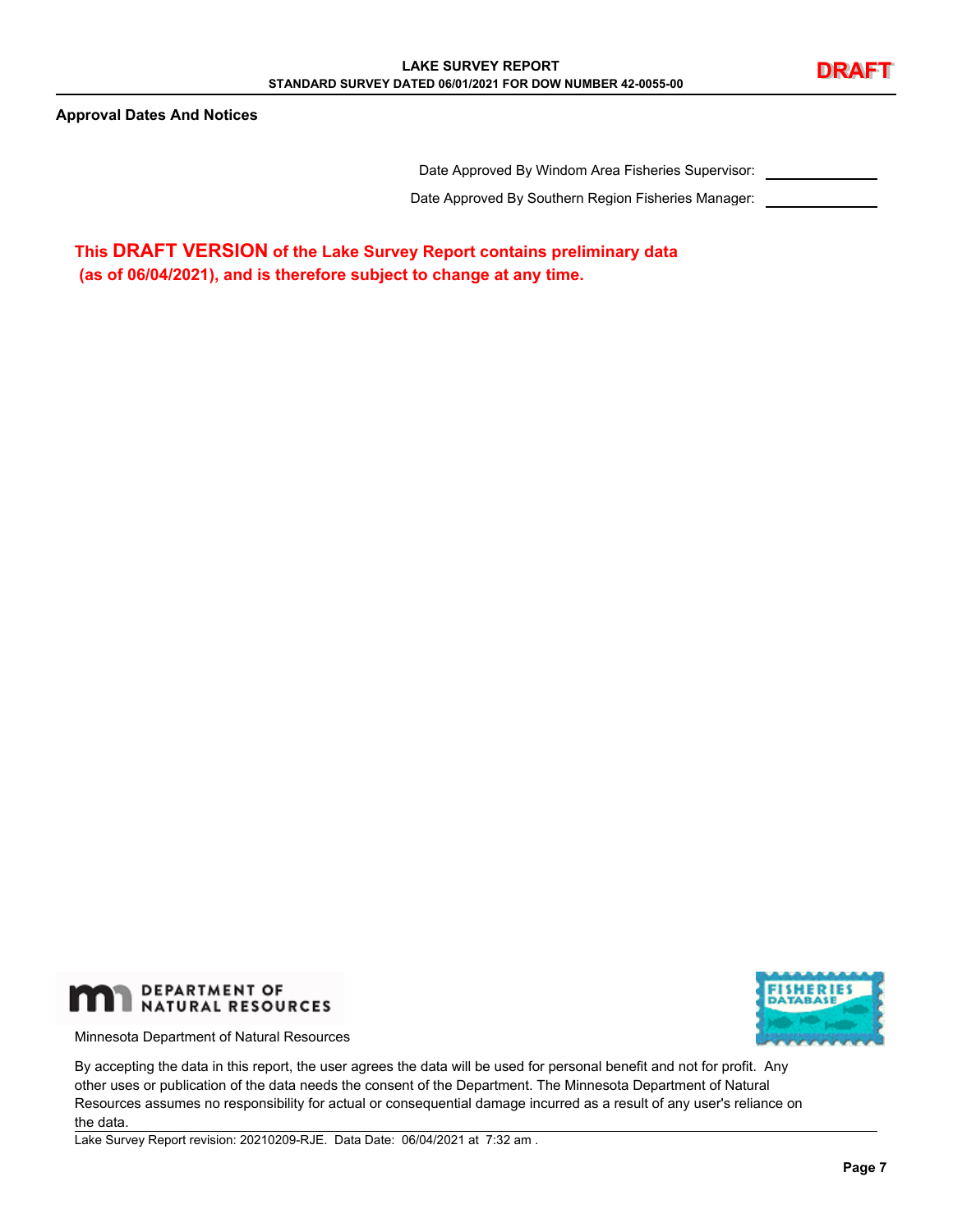## Approval Dates And Notices

Date Approved By Windom Area Fisheries Supervisor: __________

Date Approved By Southern Region Fisheries Manager: __________

**This DRAFT VERSION of the Lake Survey Report contains preliminary data (as of 06/04/2021), and is therefore subject to change at any time.**

Minnesota Department of Natural Resources

By accepting the data in this report, the user agrees the data will be used for personal benefit and not for profit. Any other uses or publication of the data needs the consent of the Department. The Minnesota Department of Natural Resources assumes no responsibility for actual or consequential damage incurred as a result of any user's reliance on the data.

Lake Survey Report revision: 20210209-RJE. Data Date: 06/04/2021 at 7:32 am .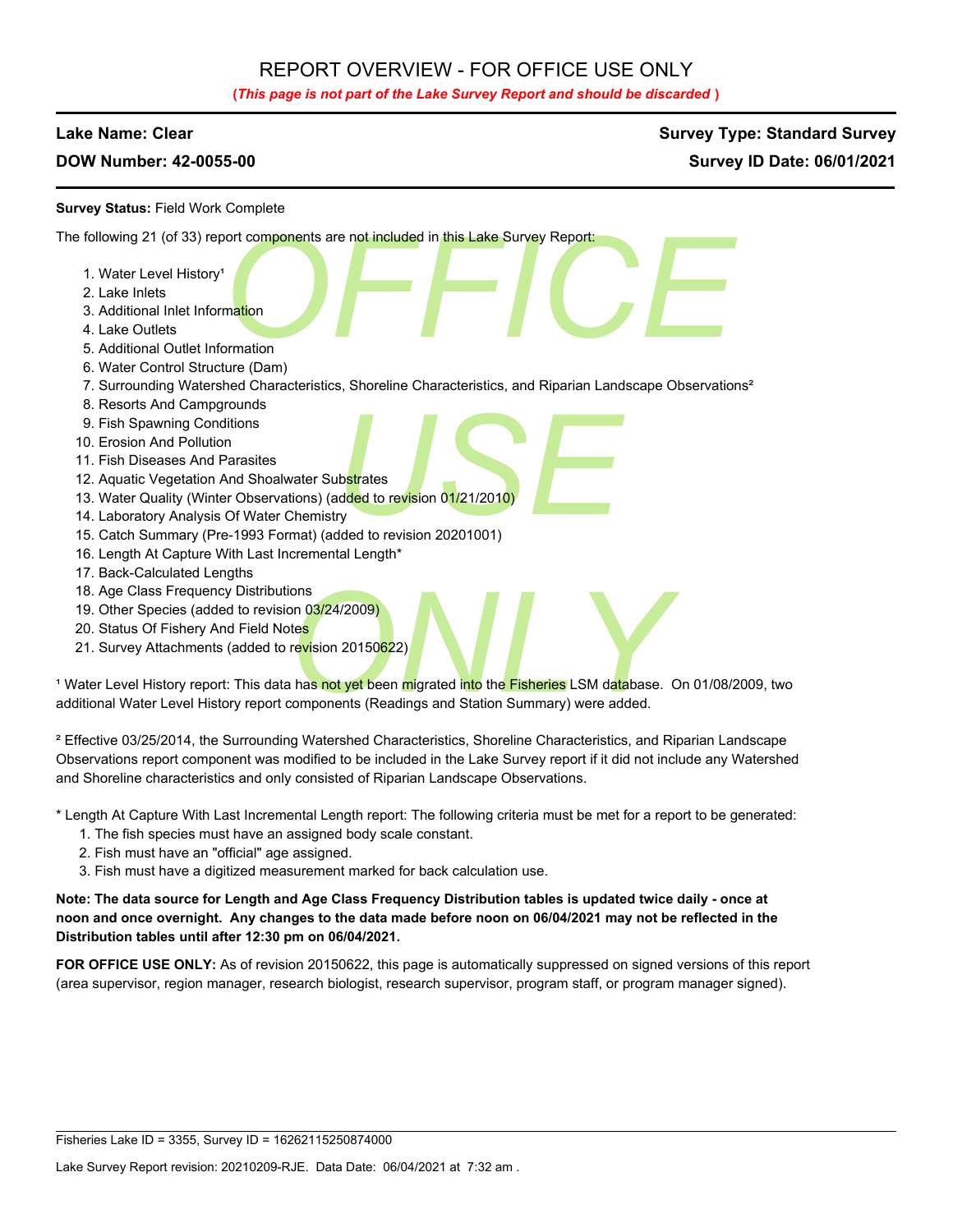# REPORT OVERVIEW - FOR OFFICE USE ONLY

**(*This page is not part of the Lake Survey Report and should be discarded* )**

**Lake Name: Clear** **Survey Type: Standard Survey**

**DOW Number: 42-0055-00** **Survey ID Date: 06/01/2021**

**Survey Status:** Field Work Complete

The following 21 (of 33) report components are not included in this Lake Survey Report:

1. Water Level History¹
2. Lake Inlets
3. Additional Inlet Information
4. Lake Outlets
5. Additional Outlet Information
6. Water Control Structure (Dam)
7. Surrounding Watershed Characteristics, Shoreline Characteristics, and Riparian Landscape Observations²
8. Resorts And Campgrounds
9. Fish Spawning Conditions
10. Erosion And Pollution
11. Fish Diseases And Parasites
12. Aquatic Vegetation And Shoalwater Substrates
13. Water Quality (Winter Observations) (added to revision 01/21/2010)
14. Laboratory Analysis Of Water Chemistry
15. Catch Summary (Pre-1993 Format) (added to revision 20201001)
16. Length At Capture With Last Incremental Length*
17. Back-Calculated Lengths
18. Age Class Frequency Distributions
19. Other Species (added to revision 03/24/2009)
20. Status Of Fishery And Field Notes
21. Survey Attachments (added to revision 20150622)

¹ Water Level History report: This data has not yet been migrated into the Fisheries LSM database. On 01/08/2009, two additional Water Level History report components (Readings and Station Summary) were added.

² Effective 03/25/2014, the Surrounding Watershed Characteristics, Shoreline Characteristics, and Riparian Landscape Observations report component was modified to be included in the Lake Survey report if it did not include any Watershed and Shoreline characteristics and only consisted of Riparian Landscape Observations.

* Length At Capture With Last Incremental Length report: The following criteria must be met for a report to be generated:

1. The fish species must have an assigned body scale constant.
2. Fish must have an "official" age assigned.
3. Fish must have a digitized measurement marked for back calculation use.

**Note: The data source for Length and Age Class Frequency Distribution tables is updated twice daily - once at noon and once overnight. Any changes to the data made before noon on 06/04/2021 may not be reflected in the Distribution tables until after 12:30 pm on 06/04/2021.**

**FOR OFFICE USE ONLY:** As of revision 20150622, this page is automatically suppressed on signed versions of this report (area supervisor, region manager, research biologist, research supervisor, program staff, or program manager signed).

Fisheries Lake ID = 3355, Survey ID = 16262115250874000

Lake Survey Report revision: 20210209-RJE. Data Date: 06/04/2021 at 7:32 am .